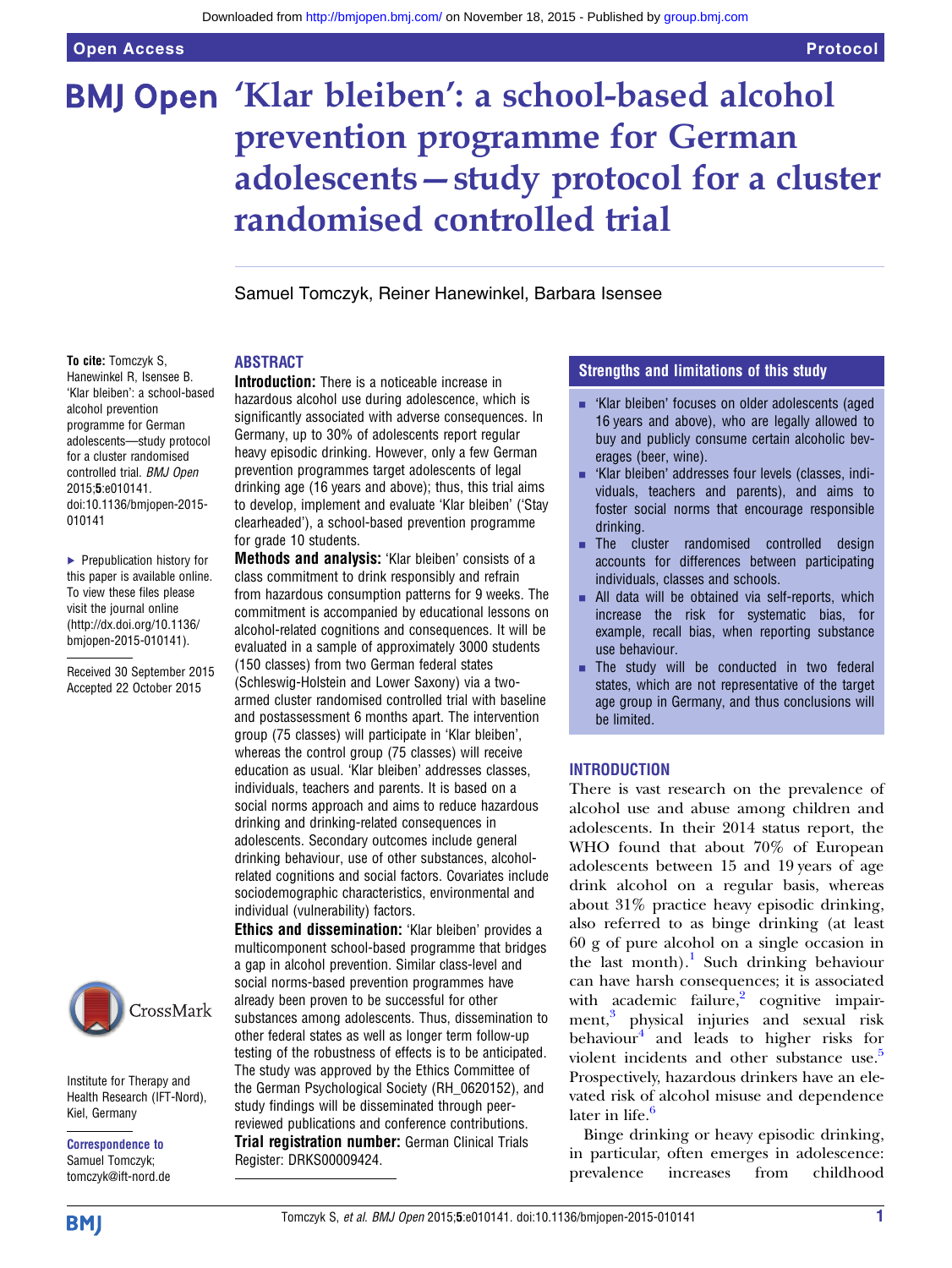# 'Klar bleiben': a school-based alcohol prevention programme for German adolescents—study protocol for a cluster randomised controlled trial

Samuel Tomczyk, Reiner Hanewinkel, Barbara Isensee

**To cite:** Tomczyk S, Hanewinkel R, Isensee B. 'Klar bleiben': a school-based alcohol prevention programme for German adolescents—study protocol for a cluster randomised controlled trial. *BMJ Open* 2015;**5**:e010141. doi:10.1136/bmjopen-2015-010141

▸ Prepublication history for this paper is available online. To view these files please visit the journal online (http://dx.doi.org/10.1136/bmjopen-2015-010141).

Received 30 September 2015
Accepted 22 October 2015

Institute for Therapy and Health Research (IFT-Nord), Kiel, Germany

**Correspondence to**
Samuel Tomczyk; tomczyk@ift-nord.de

## ABSTRACT

**Introduction:** There is a noticeable increase in hazardous alcohol use during adolescence, which is significantly associated with adverse consequences. In Germany, up to 30% of adolescents report regular heavy episodic drinking. However, only a few German prevention programmes target adolescents of legal drinking age (16 years and above); thus, this trial aims to develop, implement and evaluate 'Klar bleiben' ('Stay clearheaded'), a school-based prevention programme for grade 10 students.

**Methods and analysis:** 'Klar bleiben' consists of a class commitment to drink responsibly and refrain from hazardous consumption patterns for 9 weeks. The commitment is accompanied by educational lessons on alcohol-related cognitions and consequences. It will be evaluated in a sample of approximately 3000 students (150 classes) from two German federal states (Schleswig-Holstein and Lower Saxony) via a two-armed cluster randomised controlled trial with baseline and postassessment 6 months apart. The intervention group (75 classes) will participate in 'Klar bleiben', whereas the control group (75 classes) will receive education as usual. 'Klar bleiben' addresses classes, individuals, teachers and parents. It is based on a social norms approach and aims to reduce hazardous drinking and drinking-related consequences in adolescents. Secondary outcomes include general drinking behaviour, use of other substances, alcohol-related cognitions and social factors. Covariates include sociodemographic characteristics, environmental and individual (vulnerability) factors.

**Ethics and dissemination:** 'Klar bleiben' provides a multicomponent school-based programme that bridges a gap in alcohol prevention. Similar class-level and social norms-based prevention programmes have already been proven to be successful for other substances among adolescents. Thus, dissemination to other federal states as well as longer term follow-up testing of the robustness of effects is to be anticipated. The study was approved by the Ethics Committee of the German Psychological Society (RH_0620152), and study findings will be disseminated through peer-reviewed publications and conference contributions.

**Trial registration number:** German Clinical Trials Register: DRKS00009424.

## Strengths and limitations of this study

- 'Klar bleiben' focuses on older adolescents (aged 16 years and above), who are legally allowed to buy and publicly consume certain alcoholic beverages (beer, wine).
- 'Klar bleiben' addresses four levels (classes, individuals, teachers and parents), and aims to foster social norms that encourage responsible drinking.
- The cluster randomised controlled design accounts for differences between participating individuals, classes and schools.
- All data will be obtained via self-reports, which increase the risk for systematic bias, for example, recall bias, when reporting substance use behaviour.
- The study will be conducted in two federal states, which are not representative of the target age group in Germany, and thus conclusions will be limited.

## INTRODUCTION

There is vast research on the prevalence of alcohol use and abuse among children and adolescents. In their 2014 status report, the WHO found that about 70% of European adolescents between 15 and 19 years of age drink alcohol on a regular basis, whereas about 31% practice heavy episodic drinking, also referred to as binge drinking (at least 60 g of pure alcohol on a single occasion in the last month).[1] Such drinking behaviour can have harsh consequences; it is associated with academic failure,[2] cognitive impairment,[3] physical injuries and sexual risk behaviour[4] and leads to higher risks for violent incidents and other substance use.[5] Prospectively, hazardous drinkers have an elevated risk of alcohol misuse and dependence later in life.[6]

Binge drinking or heavy episodic drinking, in particular, often emerges in adolescence: prevalence increases from childhood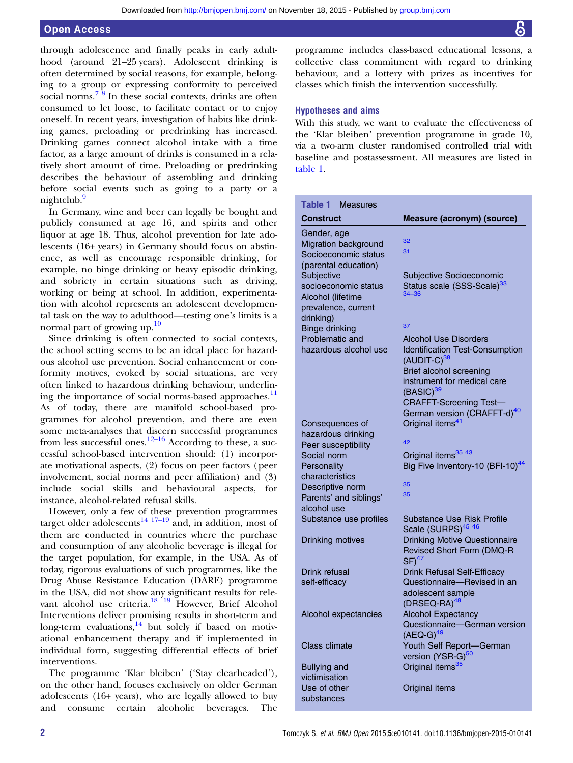through adolescence and finally peaks in early adulthood (around 21–25 years). Adolescent drinking is often determined by social reasons, for example, belonging to a group or expressing conformity to perceived social norms.[7,8] In these social contexts, drinks are often consumed to let loose, to facilitate contact or to enjoy oneself. In recent years, investigation of habits like drinking games, preloading or predrinking has increased. Drinking games connect alcohol intake with a time factor, as a large amount of drinks is consumed in a relatively short amount of time. Preloading or predrinking describes the behaviour of assembling and drinking before social events such as going to a party or a nightclub.[9]

In Germany, wine and beer can legally be bought and publicly consumed at age 16, and spirits and other liquor at age 18. Thus, alcohol prevention for late adolescents (16+ years) in Germany should focus on abstinence, as well as encourage responsible drinking, for example, no binge drinking or heavy episodic drinking, and sobriety in certain situations such as driving, working or being at school. In addition, experimentation with alcohol represents an adolescent developmental task on the way to adulthood—testing one's limits is a normal part of growing up.[10]

Since drinking is often connected to social contexts, the school setting seems to be an ideal place for hazardous alcohol use prevention. Social enhancement or conformity motives, evoked by social situations, are very often linked to hazardous drinking behaviour, underlining the importance of social norms-based approaches.[11] As of today, there are manifold school-based programmes for alcohol prevention, and there are even some meta-analyses that discern successful programmes from less successful ones.[12–16] According to these, a successful school-based intervention should: (1) incorporate motivational aspects, (2) focus on peer factors (peer involvement, social norms and peer affiliation) and (3) include social skills and behavioural aspects, for instance, alcohol-related refusal skills.

However, only a few of these prevention programmes target older adolescents[14,17–19] and, in addition, most of them are conducted in countries where the purchase and consumption of any alcoholic beverage is illegal for the target population, for example, in the USA. As of today, rigorous evaluations of such programmes, like the Drug Abuse Resistance Education (DARE) programme in the USA, did not show any significant results for relevant alcohol use criteria.[18,19] However, Brief Alcohol Interventions deliver promising results in short-term and long-term evaluations,[14] but solely if based on motivational enhancement therapy and if implemented in individual form, suggesting differential effects of brief interventions.

The programme 'Klar bleiben' ('Stay clearheaded'), on the other hand, focuses exclusively on older German adolescents (16+ years), who are legally allowed to buy and consume certain alcoholic beverages. The programme includes class-based educational lessons, a collective class commitment with regard to drinking behaviour, and a lottery with prizes as incentives for classes which finish the intervention successfully.

## Hypotheses and aims

With this study, we want to evaluate the effectiveness of the 'Klar bleiben' prevention programme in grade 10, via a two-arm cluster randomised controlled trial with baseline and postassessment. All measures are listed in table 1.

**Table 1** Measures

| Construct | Measure (acronym) (source) |
|---|---|
| Gender, age | |
| Migration background | [32] |
| Socioeconomic status (parental education) | [31] |
| Subjective socioeconomic status | Subjective Socioeconomic Status scale (SSS-Scale)[33] |
| Alcohol (lifetime prevalence, current drinking) | [34–36] |
| Binge drinking | [37] |
| Problematic and hazardous alcohol use | Alcohol Use Disorders Identification Test-Consumption (AUDIT-C)[38]<br>Brief alcohol screening instrument for medical care (BASIC)[39]<br>CRAFFT-Screening Test—German version (CRAFFT-d)[40] |
| Consequences of hazardous drinking | Original items[41] |
| Peer susceptibility | [42] |
| Social norm | Original items[35,43] |
| Personality characteristics | Big Five Inventory-10 (BFI-10)[44] |
| Descriptive norm | [35] |
| Parents' and siblings' alcohol use | [35] |
| Substance use profiles | Substance Use Risk Profile Scale (SURPS)[45,46] |
| Drinking motives | Drinking Motive Questionnaire Revised Short Form (DMQ-R SF)[47] |
| Drink refusal self-efficacy | Drink Refusal Self-Efficacy Questionnaire—Revised in an adolescent sample (DRSEQ-RA)[48] |
| Alcohol expectancies | Alcohol Expectancy Questionnaire—German version (AEQ-G)[49] |
| Class climate | Youth Self Report—German version (YSR-G)[50] |
| Bullying and victimisation | Original items[35] |
| Use of other substances | Original items |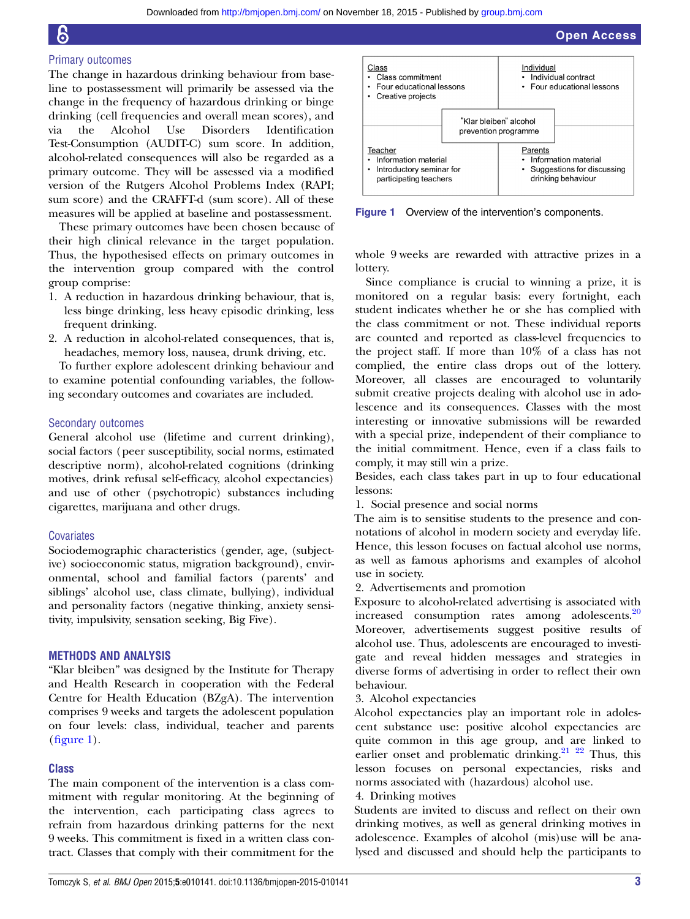### Primary outcomes

The change in hazardous drinking behaviour from baseline to postassessment will primarily be assessed via the change in the frequency of hazardous drinking or binge drinking (cell frequencies and overall mean scores), and via the Alcohol Use Disorders Identification Test-Consumption (AUDIT-C) sum score. In addition, alcohol-related consequences will also be regarded as a primary outcome. They will be assessed via a modified version of the Rutgers Alcohol Problems Index (RAPI; sum score) and the CRAFFT-d (sum score). All of these measures will be applied at baseline and postassessment.

These primary outcomes have been chosen because of their high clinical relevance in the target population. Thus, the hypothesised effects on primary outcomes in the intervention group compared with the control group comprise:

1. A reduction in hazardous drinking behaviour, that is, less binge drinking, less heavy episodic drinking, less frequent drinking.
2. A reduction in alcohol-related consequences, that is, headaches, memory loss, nausea, drunk driving, etc.

To further explore adolescent drinking behaviour and to examine potential confounding variables, the following secondary outcomes and covariates are included.

### Secondary outcomes

General alcohol use (lifetime and current drinking), social factors (peer susceptibility, social norms, estimated descriptive norm), alcohol-related cognitions (drinking motives, drink refusal self-efficacy, alcohol expectancies) and use of other (psychotropic) substances including cigarettes, marijuana and other drugs.

### Covariates

Sociodemographic characteristics (gender, age, (subjective) socioeconomic status, migration background), environmental, school and familial factors (parents' and siblings' alcohol use, class climate, bullying), individual and personality factors (negative thinking, anxiety sensitivity, impulsivity, sensation seeking, Big Five).

## METHODS AND ANALYSIS

"Klar bleiben" was designed by the Institute for Therapy and Health Research in cooperation with the Federal Centre for Health Education (BZgA). The intervention comprises 9 weeks and targets the adolescent population on four levels: class, individual, teacher and parents (figure 1).

### Class

The main component of the intervention is a class commitment with regular monitoring. At the beginning of the intervention, each participating class agrees to refrain from hazardous drinking patterns for the next 9 weeks. This commitment is fixed in a written class contract. Classes that comply with their commitment for the whole 9 weeks are rewarded with attractive prizes in a lottery.

| Class | Individual |
|---|---|
| • Class commitment<br>• Four educational lessons<br>• Creative projects | • Individual contract<br>• Four educational lessons |
| "Klar bleiben" alcohol prevention programme | |
| **Teacher** | **Parents** |
| • Information material<br>• Introductory seminar for participating teachers | • Information material<br>• Suggestions for discussing drinking behaviour |

Figure 1 Overview of the intervention's components.

Since compliance is crucial to winning a prize, it is monitored on a regular basis: every fortnight, each student indicates whether he or she has complied with the class commitment or not. These individual reports are counted and reported as class-level frequencies to the project staff. If more than 10% of a class has not complied, the entire class drops out of the lottery. Moreover, all classes are encouraged to voluntarily submit creative projects dealing with alcohol use in adolescence and its consequences. Classes with the most interesting or innovative submissions will be rewarded with a special prize, independent of their compliance to the initial commitment. Hence, even if a class fails to comply, it may still win a prize.

Besides, each class takes part in up to four educational lessons:

1. Social presence and social norms

The aim is to sensitise students to the presence and connotations of alcohol in modern society and everyday life. Hence, this lesson focuses on factual alcohol use norms, as well as famous aphorisms and examples of alcohol use in society.

2. Advertisements and promotion

Exposure to alcohol-related advertising is associated with increased consumption rates among adolescents.[20] Moreover, advertisements suggest positive results of alcohol use. Thus, adolescents are encouraged to investigate and reveal hidden messages and strategies in diverse forms of advertising in order to reflect their own behaviour.

3. Alcohol expectancies

Alcohol expectancies play an important role in adolescent substance use: positive alcohol expectancies are quite common in this age group, and are linked to earlier onset and problematic drinking.[21 22] Thus, this lesson focuses on personal expectancies, risks and norms associated with (hazardous) alcohol use.

4. Drinking motives

Students are invited to discuss and reflect on their own drinking motives, as well as general drinking motives in adolescence. Examples of alcohol (mis)use will be analysed and discussed and should help the participants to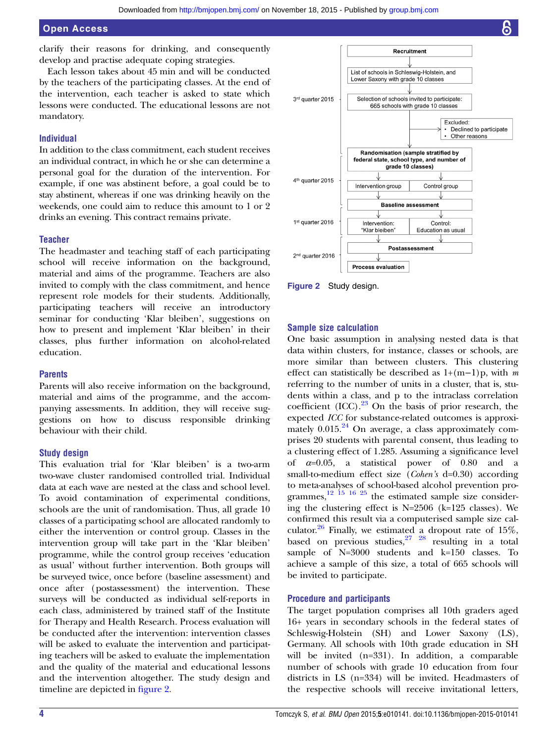clarify their reasons for drinking, and consequently develop and practise adequate coping strategies.

Each lesson takes about 45 min and will be conducted by the teachers of the participating classes. At the end of the intervention, each teacher is asked to state which lessons were conducted. The educational lessons are not mandatory.

### Individual

In addition to the class commitment, each student receives an individual contract, in which he or she can determine a personal goal for the duration of the intervention. For example, if one was abstinent before, a goal could be to stay abstinent, whereas if one was drinking heavily on the weekends, one could aim to reduce this amount to 1 or 2 drinks an evening. This contract remains private.

### Teacher

The headmaster and teaching staff of each participating school will receive information on the background, material and aims of the programme. Teachers are also invited to comply with the class commitment, and hence represent role models for their students. Additionally, participating teachers will receive an introductory seminar for conducting 'Klar bleiben', suggestions on how to present and implement 'Klar bleiben' in their classes, plus further information on alcohol-related education.

### Parents

Parents will also receive information on the background, material and aims of the programme, and the accompanying assessments. In addition, they will receive suggestions on how to discuss responsible drinking behaviour with their child.

## Study design

This evaluation trial for 'Klar bleiben' is a two-arm two-wave cluster randomised controlled trial. Individual data at each wave are nested at the class and school level. To avoid contamination of experimental conditions, schools are the unit of randomisation. Thus, all grade 10 classes of a participating school are allocated randomly to either the intervention or control group. Classes in the intervention group will take part in the 'Klar bleiben' programme, while the control group receives 'education as usual' without further intervention. Both groups will be surveyed twice, once before (baseline assessment) and once after (postassessment) the intervention. These surveys will be conducted as individual self-reports in each class, administered by trained staff of the Institute for Therapy and Health Research. Process evaluation will be conducted after the intervention: intervention classes will be asked to evaluate the intervention and participating teachers will be asked to evaluate the implementation and the quality of the material and educational lessons and the intervention altogether. The study design and timeline are depicted in figure 2.

3rd quarter 2015: Recruitment → List of schools in Schleswig-Holstein, and Lower Saxony with grade 10 classes → Selection of schools invited to participate: 665 schools with grade 10 classes → Excluded: • Declined to participate • Other reasons

4th quarter 2015: Randomisation (sample stratified by federal state, school type, and number of grade 10 classes) → Intervention group / Control group → Baseline assessment

1st quarter 2016: Intervention: "Klar bleiben" / Control: Education as usual

2nd quarter 2016: Postassessment → Process evaluation

**Figure 2** Study design.

## Sample size calculation

One basic assumption in analysing nested data is that data within clusters, for instance, classes or schools, are more similar than between clusters. This clustering effect can statistically be described as $1+(m-1)p$, with $m$ referring to the number of units in a cluster, that is, students within a class, and p to the intraclass correlation coefficient (ICC).[23] On the basis of prior research, the expected *ICC* for substance-related outcomes is approximately 0.015.[24] On average, a class approximately comprises 20 students with parental consent, thus leading to a clustering effect of 1.285. Assuming a significance level of $\alpha=0.05$, a statistical power of 0.80 and a small-to-medium effect size (*Cohen's* d=0.30) according to meta-analyses of school-based alcohol prevention programmes,[12 15 16 25] the estimated sample size considering the clustering effect is N=2506 (k=125 classes). We confirmed this result via a computerised sample size calculator.[26] Finally, we estimated a dropout rate of 15%, based on previous studies,[27 28] resulting in a total sample of N=3000 students and k=150 classes. To achieve a sample of this size, a total of 665 schools will be invited to participate.

## Procedure and participants

The target population comprises all 10th graders aged 16+ years in secondary schools in the federal states of Schleswig-Holstein (SH) and Lower Saxony (LS), Germany. All schools with 10th grade education in SH will be invited (n=331). In addition, a comparable number of schools with grade 10 education from four districts in LS (n=334) will be invited. Headmasters of the respective schools will receive invitational letters,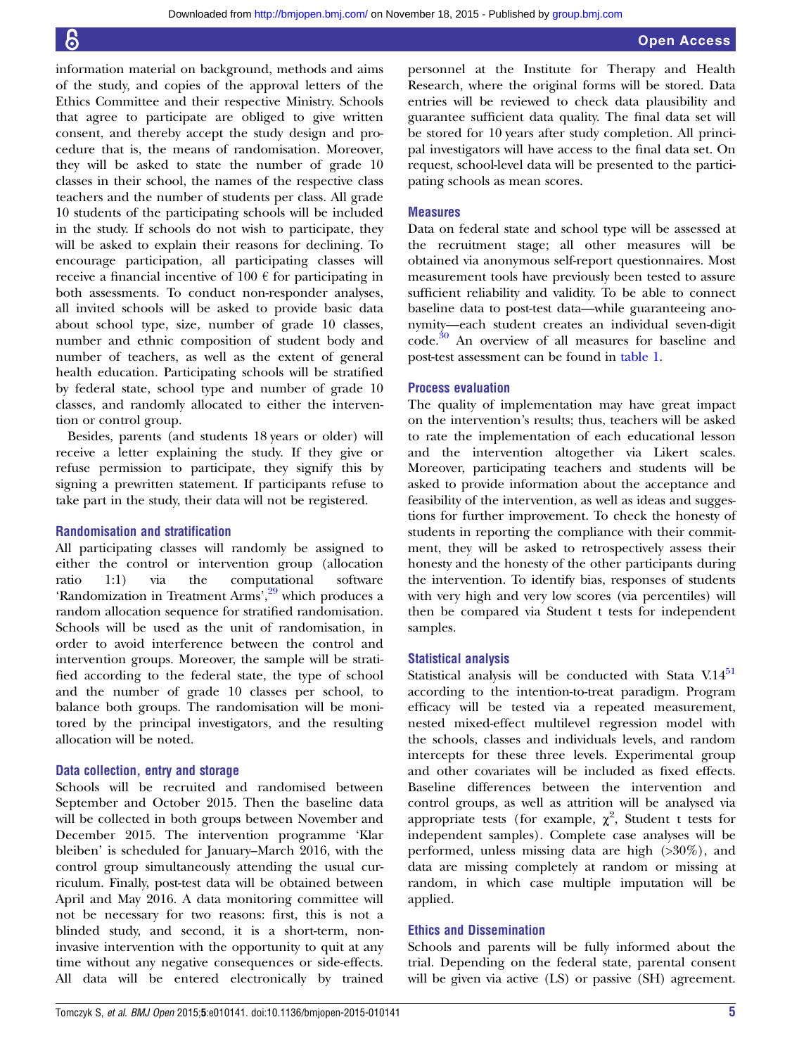information material on background, methods and aims of the study, and copies of the approval letters of the Ethics Committee and their respective Ministry. Schools that agree to participate are obliged to give written consent, and thereby accept the study design and procedure that is, the means of randomisation. Moreover, they will be asked to state the number of grade 10 classes in their school, the names of the respective class teachers and the number of students per class. All grade 10 students of the participating schools will be included in the study. If schools do not wish to participate, they will be asked to explain their reasons for declining. To encourage participation, all participating classes will receive a financial incentive of 100 € for participating in both assessments. To conduct non-responder analyses, all invited schools will be asked to provide basic data about school type, size, number of grade 10 classes, number and ethnic composition of student body and number of teachers, as well as the extent of general health education. Participating schools will be stratified by federal state, school type and number of grade 10 classes, and randomly allocated to either the intervention or control group.

Besides, parents (and students 18 years or older) will receive a letter explaining the study. If they give or refuse permission to participate, they signify this by signing a prewritten statement. If participants refuse to take part in the study, their data will not be registered.

### Randomisation and stratification

All participating classes will randomly be assigned to either the control or intervention group (allocation ratio 1:1) via the computational software 'Randomization in Treatment Arms',[29] which produces a random allocation sequence for stratified randomisation. Schools will be used as the unit of randomisation, in order to avoid interference between the control and intervention groups. Moreover, the sample will be stratified according to the federal state, the type of school and the number of grade 10 classes per school, to balance both groups. The randomisation will be monitored by the principal investigators, and the resulting allocation will be noted.

### Data collection, entry and storage

Schools will be recruited and randomised between September and October 2015. Then the baseline data will be collected in both groups between November and December 2015. The intervention programme 'Klar bleiben' is scheduled for January–March 2016, with the control group simultaneously attending the usual curriculum. Finally, post-test data will be obtained between April and May 2016. A data monitoring committee will not be necessary for two reasons: first, this is not a blinded study, and second, it is a short-term, non-invasive intervention with the opportunity to quit at any time without any negative consequences or side-effects. All data will be entered electronically by trained personnel at the Institute for Therapy and Health Research, where the original forms will be stored. Data entries will be reviewed to check data plausibility and guarantee sufficient data quality. The final data set will be stored for 10 years after study completion. All principal investigators will have access to the final data set. On request, school-level data will be presented to the participating schools as mean scores.

### Measures

Data on federal state and school type will be assessed at the recruitment stage; all other measures will be obtained via anonymous self-report questionnaires. Most measurement tools have previously been tested to assure sufficient reliability and validity. To be able to connect baseline data to post-test data—while guaranteeing anonymity—each student creates an individual seven-digit code.[30] An overview of all measures for baseline and post-test assessment can be found in table 1.

### Process evaluation

The quality of implementation may have great impact on the intervention's results; thus, teachers will be asked to rate the implementation of each educational lesson and the intervention altogether via Likert scales. Moreover, participating teachers and students will be asked to provide information about the acceptance and feasibility of the intervention, as well as ideas and suggestions for further improvement. To check the honesty of students in reporting the compliance with their commitment, they will be asked to retrospectively assess their honesty and the honesty of the other participants during the intervention. To identify bias, responses of students with very high and very low scores (via percentiles) will then be compared via Student t tests for independent samples.

### Statistical analysis

Statistical analysis will be conducted with Stata V.14[31] according to the intention-to-treat paradigm. Program efficacy will be tested via a repeated measurement, nested mixed-effect multilevel regression model with the schools, classes and individuals levels, and random intercepts for these three levels. Experimental group and other covariates will be included as fixed effects. Baseline differences between the intervention and control groups, as well as attrition will be analysed via appropriate tests (for example, $\chi^2$, Student t tests for independent samples). Complete case analyses will be performed, unless missing data are high (>30%), and data are missing completely at random or missing at random, in which case multiple imputation will be applied.

## Ethics and Dissemination

Schools and parents will be fully informed about the trial. Depending on the federal state, parental consent will be given via active (LS) or passive (SH) agreement.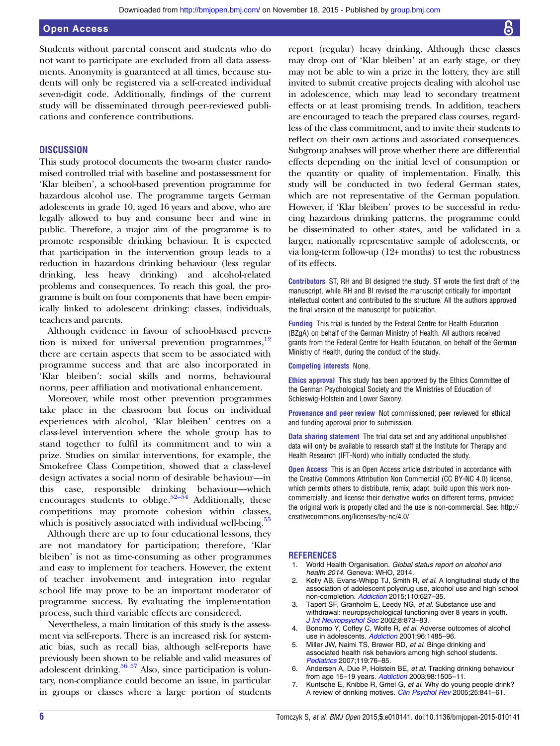Students without parental consent and students who do not want to participate are excluded from all data assessments. Anonymity is guaranteed at all times, because students will only be registered via a self-created individual seven-digit code. Additionally, findings of the current study will be disseminated through peer-reviewed publications and conference contributions.

## DISCUSSION

This study protocol documents the two-arm cluster randomised controlled trial with baseline and postassessment for 'Klar bleiben', a school-based prevention programme for hazardous alcohol use. The programme targets German adolescents in grade 10, aged 16 years and above, who are legally allowed to buy and consume beer and wine in public. Therefore, a major aim of the programme is to promote responsible drinking behaviour. It is expected that participation in the intervention group leads to a reduction in hazardous drinking behaviour (less regular drinking, less heavy drinking) and alcohol-related problems and consequences. To reach this goal, the programme is built on four components that have been empirically linked to adolescent drinking: classes, individuals, teachers and parents.

Although evidence in favour of school-based prevention is mixed for universal prevention programmes,[12] there are certain aspects that seem to be associated with programme success and that are also incorporated in 'Klar bleiben': social skills and norms, behavioural norms, peer affiliation and motivational enhancement.

Moreover, while most other prevention programmes take place in the classroom but focus on individual experiences with alcohol, 'Klar bleiben' centres on a class-level intervention where the whole group has to stand together to fulfil its commitment and to win a prize. Studies on similar interventions, for example, the Smokefree Class Competition, showed that a class-level design activates a social norm of desirable behaviour—in this case, responsible drinking behaviour—which encourages students to oblige.[52–54] Additionally, these competitions may promote cohesion within classes, which is positively associated with individual well-being.[55]

Although there are up to four educational lessons, they are not mandatory for participation; therefore, 'Klar bleiben' is not as time-consuming as other programmes and easy to implement for teachers. However, the extent of teacher involvement and integration into regular school life may prove to be an important moderator of programme success. By evaluating the implementation process, such third variable effects are considered.

Nevertheless, a main limitation of this study is the assessment via self-reports. There is an increased risk for systematic bias, such as recall bias, although self-reports have previously been shown to be reliable and valid measures of adolescent drinking.[56 57] Also, since participation is voluntary, non-compliance could become an issue, in particular in groups or classes where a large portion of students report (regular) heavy drinking. Although these classes may drop out of 'Klar bleiben' at an early stage, or they may not be able to win a prize in the lottery, they are still invited to submit creative projects dealing with alcohol use in adolescence, which may lead to secondary treatment effects or at least promising trends. In addition, teachers are encouraged to teach the prepared class courses, regardless of the class commitment, and to invite their students to reflect on their own actions and associated consequences. Subgroup analyses will prove whether there are differential effects depending on the initial level of consumption or the quantity or quality of implementation. Finally, this study will be conducted in two federal German states, which are not representative of the German population. However, if 'Klar bleiben' proves to be successful in reducing hazardous drinking patterns, the programme could be disseminated to other states, and be validated in a larger, nationally representative sample of adolescents, or via long-term follow-up (12+ months) to test the robustness of its effects.

**Contributors** ST, RH and BI designed the study. ST wrote the first draft of the manuscript, while RH and BI revised the manuscript critically for important intellectual content and contributed to the structure. All the authors approved the final version of the manuscript for publication.

**Funding** This trial is funded by the Federal Centre for Health Education (BZgA) on behalf of the German Ministry of Health. All authors received grants from the Federal Centre for Health Education, on behalf of the German Ministry of Health, during the conduct of the study.

**Competing interests** None.

**Ethics approval** This study has been approved by the Ethics Committee of the German Psychological Society and the Ministries of Education of Schleswig-Holstein and Lower Saxony.

**Provenance and peer review** Not commissioned; peer reviewed for ethical and funding approval prior to submission.

**Data sharing statement** The trial data set and any additional unpublished data will only be available to research staff at the Institute for Therapy and Health Research (IFT-Nord) who initially conducted the study.

**Open Access** This is an Open Access article distributed in accordance with the Creative Commons Attribution Non Commercial (CC BY-NC 4.0) license, which permits others to distribute, remix, adapt, build upon this work non-commercially, and license their derivative works on different terms, provided the original work is properly cited and the use is non-commercial. See: http://creativecommons.org/licenses/by-nc/4.0/

## REFERENCES

1. World Health Organisation. *Global status report on alcohol and health 2014*. Geneva: WHO, 2014.
2. Kelly AB, Evans-Whipp TJ, Smith R, *et al*. A longitudinal study of the association of adolescent polydrug use, alcohol use and high school non-completion. *Addiction* 2015;110:627–35.
3. Tapert SF, Granholm E, Leedy NG, *et al*. Substance use and withdrawal: neuropsychological functioning over 8 years in youth. *J Int Neuropsychol Soc* 2002;8:873–83.
4. Bonomo Y, Coffey C, Wolfe R, *et al*. Adverse outcomes of alcohol use in adolescents. *Addiction* 2001;96:1485–96.
5. Miller JW, Naimi TS, Brewer RD, *et al*. Binge drinking and associated health risk behaviors among high school students. *Pediatrics* 2007;119:76–85.
6. Andersen A, Due P, Holstein BE, *et al*. Tracking drinking behaviour from age 15–19 years. *Addiction* 2003;98:1505–11.
7. Kuntsche E, Knibbe R, Gmel G, *et al*. Why do young people drink? A review of drinking motives. *Clin Psychol Rev* 2005;25:841–61.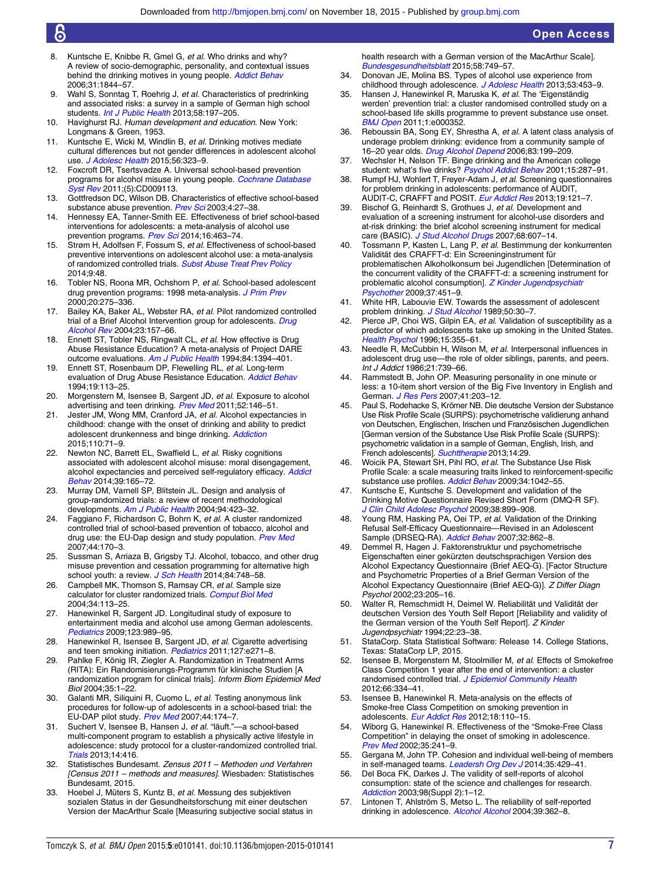8. Kuntsche E, Knibbe R, Gmel G, *et al*. Who drinks and why? A review of socio-demographic, personality, and contextual issues behind the drinking motives in young people. *Addict Behav* 2006;31:1844–57.
9. Wahl S, Sonntag T, Roehrig J, *et al*. Characteristics of predrinking and associated risks: a survey in a sample of German high school students. *Int J Public Health* 2013;58:197–205.
10. Havighurst RJ. *Human development and education*. New York: Longmans & Green, 1953.
11. Kuntsche E, Wicki M, Windlin B, *et al*. Drinking motives mediate cultural differences but not gender differences in adolescent alcohol use. *J Adolesc Health* 2015;56:323–9.
12. Foxcroft DR, Tsertsvadze A. Universal school-based prevention programs for alcohol misuse in young people. *Cochrane Database Syst Rev* 2011;(5):CD009113.
13. Gottfredson DC, Wilson DB. Characteristics of effective school-based substance abuse prevention. *Prev Sci* 2003;4:27–38.
14. Hennessy EA, Tanner-Smith EE. Effectiveness of brief school-based interventions for adolescents: a meta-analysis of alcohol use prevention programs. *Prev Sci* 2014;16:463–74.
15. Strøm H, Adolfsen F, Fossum S, *et al*. Effectiveness of school-based preventive interventions on adolescent alcohol use: a meta-analysis of randomized controlled trials. *Subst Abuse Treat Prev Policy* 2014;9:48.
16. Tobler NS, Roona MR, Ochshorn P, *et al*. School-based adolescent drug prevention programs: 1998 meta-analysis. *J Prim Prev* 2000;20:275–336.
17. Bailey KA, Baker AL, Webster RA, *et al*. Pilot randomized controlled trial of a Brief Alcohol Intervention group for adolescents. *Drug Alcohol Rev* 2004;23:157–66.
18. Ennett ST, Tobler NS, Ringwalt CL, *et al*. How effective is Drug Abuse Resistance Education? A meta-analysis of Project DARE outcome evaluations. *Am J Public Health* 1994;84:1394–401.
19. Ennett ST, Rosenbaum DP, Flewelling RL, *et al*. Long-term evaluation of Drug Abuse Resistance Education. *Addict Behav* 1994;19:113–25.
20. Morgenstern M, Isensee B, Sargent JD, *et al*. Exposure to alcohol advertising and teen drinking. *Prev Med* 2011;52:146–51.
21. Jester JM, Wong MM, Cranford JA, *et al*. Alcohol expectancies in childhood: change with the onset of drinking and ability to predict adolescent drunkenness and binge drinking. *Addiction* 2015;110:71–9.
22. Newton NC, Barrett EL, Swaffield L, *et al*. Risky cognitions associated with adolescent alcohol misuse: moral disengagement, alcohol expectancies and perceived self-regulatory efficacy. *Addict Behav* 2014;39:165–72.
23. Murray DM, Varnell SP, Blitstein JL. Design and analysis of group-randomized trials: a review of recent methodological developments. *Am J Public Health* 2004;94:423–32.
24. Faggiano F, Richardson C, Bohrn K, *et al*. A cluster randomized controlled trial of school-based prevention of tobacco, alcohol and drug use: the EU-Dap design and study population. *Prev Med* 2007;44:170–3.
25. Sussman S, Arriaza B, Grigsby TJ. Alcohol, tobacco, and other drug misuse prevention and cessation programming for alternative high school youth: a review. *J Sch Health* 2014;84:748–58.
26. Campbell MK, Thomson S, Ramsay CR, *et al*. Sample size calculator for cluster randomized trials. *Comput Biol Med* 2004;34:113–25.
27. Hanewinkel R, Sargent JD. Longitudinal study of exposure to entertainment media and alcohol use among German adolescents. *Pediatrics* 2009;123:989–95.
28. Hanewinkel R, Isensee B, Sargent JD, *et al*. Cigarette advertising and teen smoking initiation. *Pediatrics* 2011;127:e271–8.
29. Pahlke F, König IR, Ziegler A. Randomization in Treatment Arms (RITA): Ein Randomisierungs-Programm für klinische Studien [A randomization program for clinical trials]. *Inform Biom Epidemiol Med Biol* 2004;35:1–22.
30. Galanti MR, Siliquini R, Cuomo L, *et al*. Testing anonymous link procedures for follow-up of adolescents in a school-based trial: the EU-DAP pilot study. *Prev Med* 2007;44:174–7.
31. Suchert V, Isensee B, Hansen J, *et al*. "läuft."—a school-based multi-component program to establish a physically active lifestyle in adolescence: study protocol for a cluster-randomized controlled trial. *Trials* 2013;14:416.
32. Statistisches Bundesamt. *Zensus 2011 – Methoden und Verfahren [Census 2011 – methods and measures]*. Wiesbaden: Statistisches Bundesamt, 2015.
33. Hoebel J, Müters S, Kuntz B, *et al*. Messung des subjektiven sozialen Status in der Gesundheitsforschung mit einer deutschen Version der MacArthur Scale [Measuring subjective social status in health research with a German version of the MacArthur Scale]. *Bundesgesundheitsblatt* 2015;58:749–57.
34. Donovan JE, Molina BS. Types of alcohol use experience from childhood through adolescence. *J Adolesc Health* 2013;53:453–9.
35. Hansen J, Hanewinkel R, Maruska K, *et al*. The 'Eigenständig werden' prevention trial: a cluster randomised controlled study on a school-based life skills programme to prevent substance use onset. *BMJ Open* 2011;1:e000352.
36. Reboussin BA, Song EY, Shrestha A, *et al*. A latent class analysis of underage problem drinking: evidence from a community sample of 16–20 year olds. *Drug Alcohol Depend* 2006;83:199–209.
37. Wechsler H, Nelson TF. Binge drinking and the American college student: what's five drinks? *Psychol Addict Behav* 2001;15:287–91.
38. Rumpf HJ, Wohlert T, Freyer-Adam J, *et al*. Screening questionnaires for problem drinking in adolescents: performance of AUDIT, AUDIT-C, CRAFFT and POSIT. *Eur Addict Res* 2013;19:121–7.
39. Bischof G, Reinhardt S, Grothues J, *et al*. Development and evaluation of a screening instrument for alcohol-use disorders and at-risk drinking: the brief alcohol screening instrument for medical care (BASIC). *J Stud Alcohol Drugs* 2007;68:607–14.
40. Tossmann P, Kasten L, Lang P, *et al*. Bestimmung der konkurrenten Validität des CRAFFT-d: Ein Screeninginstrument für problematischen Alkoholkonsum bei Jugendlichen [Determination of the concurrent validity of the CRAFFT-d: a screening instrument for problematic alcohol consumption]. *Z Kinder Jugendpsychiatr Psychother* 2009;37:451–9.
41. White HR, Labouvie EW. Towards the assessment of adolescent problem drinking. *J Stud Alcohol* 1989;50:30–7.
42. Pierce JP, Choi WS, Gilpin EA, *et al*. Validation of susceptibility as a predictor of which adolescents take up smoking in the United States. *Health Psychol* 1996;15:355–61.
43. Needle R, McCubbin H, Wilson M, *et al*. Interpersonal influences in adolescent drug use—the role of older siblings, parents, and peers. *Int J Addict* 1986;21:739–66.
44. Rammstedt B, John OP. Measuring personality in one minute or less: a 10-item short version of the Big Five Inventory in English and German. *J Res Pers* 2007;41:203–12.
45. Paul S, Rodehacke S, Krömer NB. Die deutsche Version der Substance Use Risk Profile Scale (SURPS): psychometrische validierung anhand von Deutschen, Englischen, Irischen und Französischen Jugendlichen [German version of the Substance Use Risk Profile Scale (SURPS): psychometric validation in a sample of German, English, Irish, and French adolescents]. *Suchttherapie* 2013;14:29.
46. Woicik PA, Stewart SH, Pihl RO, *et al*. The Substance Use Risk Profile Scale: a scale measuring traits linked to reinforcement-specific substance use profiles. *Addict Behav* 2009;34:1042–55.
47. Kuntsche E, Kuntsche S. Development and validation of the Drinking Motive Questionnaire Revised Short Form (DMQ-R SF). *J Clin Child Adolesc Psychol* 2009;38:899–908.
48. Young RM, Hasking PA, Oei TP, *et al*. Validation of the Drinking Refusal Self-Efficacy Questionnaire—Revised in an Adolescent Sample (DRSEQ-RA). *Addict Behav* 2007;32:862–8.
49. Demmel R, Hagen J. Faktorenstruktur und psychometrische Eigenschaften einer gekürzten deutschsprachigen Version des Alcohol Expectancy Questionnaire (Brief AEQ-G). [Factor Structure and Psychometric Properties of a Brief German Version of the Alcohol Expectancy Questionnaire (Brief AEQ-G)]. *Z Differ Diagn Psychol* 2002;23:205–16.
50. Walter R, Remschmidt H, Deimel W. Reliabilität und Validität der deutschen Version des Youth Self Report [Reliability and validity of the German version of the Youth Self Report]. *Z Kinder Jugendpsychiatr* 1994;22:23–38.
51. StataCorp. Stata Statistical Software: Release 14. College Stations, Texas: StataCorp LP, 2015.
52. Isensee B, Morgenstern M, Stoolmiller M, *et al*. Effects of Smokefree Class Competition 1 year after the end of intervention: a cluster randomised controlled trial. *J Epidemiol Community Health* 2012;66:334–41.
53. Isensee B, Hanewinkel R. Meta-analysis on the effects of Smoke-free Class Competition on smoking prevention in adolescents. *Eur Addict Res* 2012;18:110–15.
54. Wiborg G, Hanewinkel R. Effectiveness of the "Smoke-Free Class Competition" in delaying the onset of smoking in adolescence. *Prev Med* 2002;35:241–9.
55. Gergana M, John TP. Cohesion and individual well-being of members in self-managed teams. *Leadersh Org Dev J* 2014;35:429–41.
56. Del Boca FK, Darkes J. The validity of self-reports of alcohol consumption: state of the science and challenges for research. *Addiction* 2003;98(Suppl 2):1–12.
57. Lintonen T, Ahlström S, Metso L. The reliability of self-reported drinking in adolescence. *Alcohol Alcohol* 2004;39:362–8.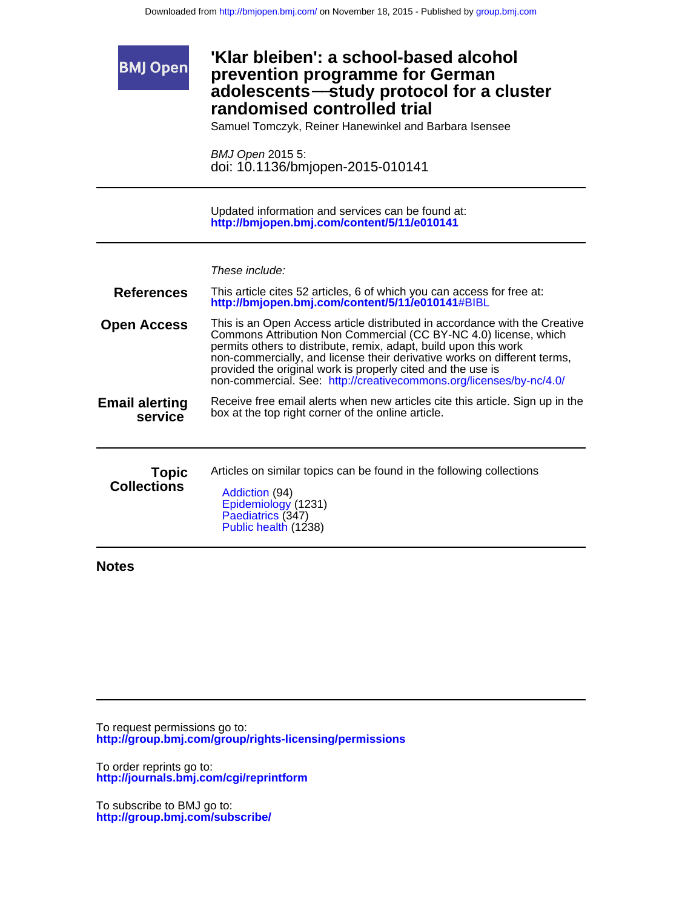Downloaded from http://bmjopen.bmj.com/ on November 18, 2015 - Published by group.bmj.com

BMJ Open

# 'Klar bleiben': a school-based alcohol prevention programme for German adolescents—study protocol for a cluster randomised controlled trial

Samuel Tomczyk, Reiner Hanewinkel and Barbara Isensee

*BMJ Open* 2015 5:
doi: 10.1136/bmjopen-2015-010141

Updated information and services can be found at:
**http://bmjopen.bmj.com/content/5/11/e010141**

*These include:*

**References**

This article cites 52 articles, 6 of which you can access for free at:
**http://bmjopen.bmj.com/content/5/11/e010141**#BIBL

**Open Access**

This is an Open Access article distributed in accordance with the Creative Commons Attribution Non Commercial (CC BY-NC 4.0) license, which permits others to distribute, remix, adapt, build upon this work non-commercially, and license their derivative works on different terms, provided the original work is properly cited and the use is non-commercial. See: http://creativecommons.org/licenses/by-nc/4.0/

**Email alerting service**

Receive free email alerts when new articles cite this article. Sign up in the box at the top right corner of the online article.

**Topic Collections**

Articles on similar topics can be found in the following collections

- Addiction (94)
- Epidemiology (1231)
- Paediatrics (347)
- Public health (1238)

**Notes**

To request permissions go to:
**http://group.bmj.com/group/rights-licensing/permissions**

To order reprints go to:
**http://journals.bmj.com/cgi/reprintform**

To subscribe to BMJ go to:
**http://group.bmj.com/subscribe/**